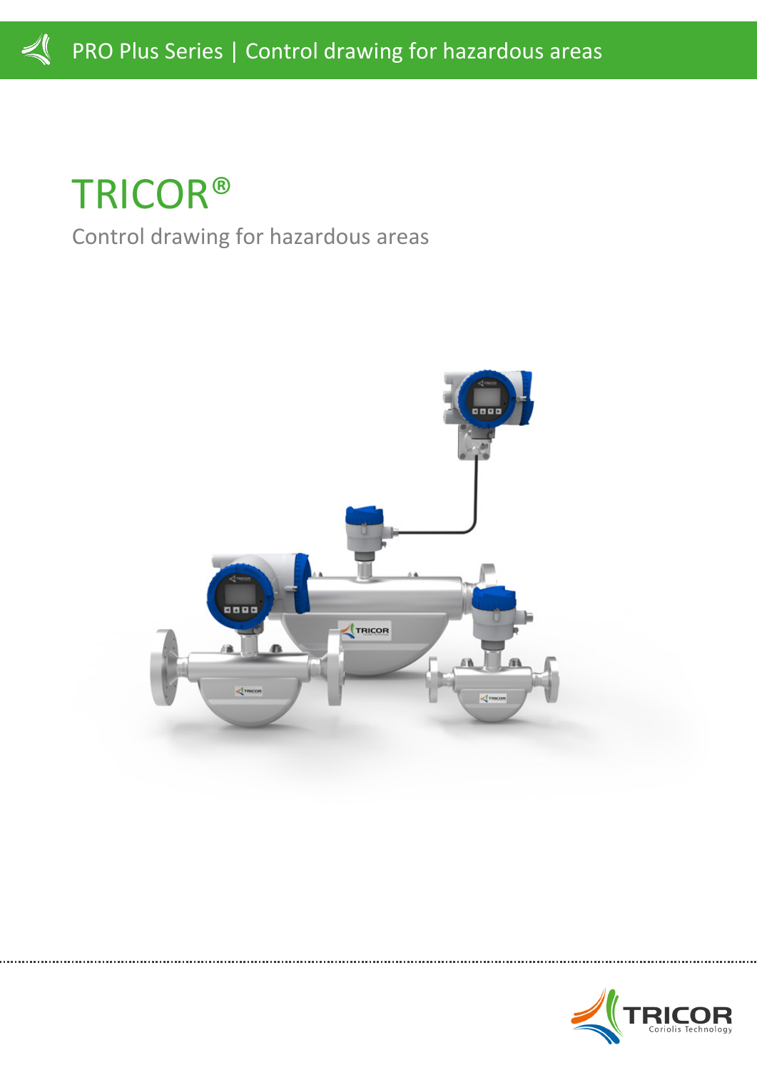# TRICOR®

Control drawing for hazardous areas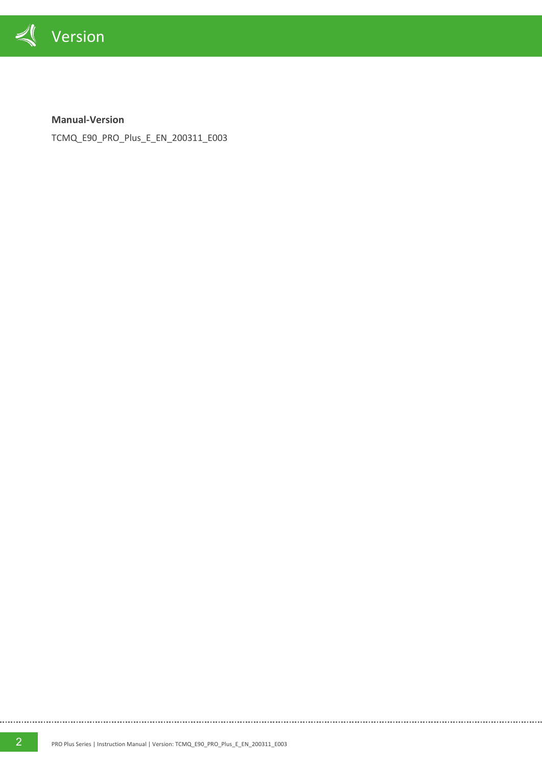# Version

**Manual-Version**

TCMQ_E90_PRO_Plus_E_EN_200311_E003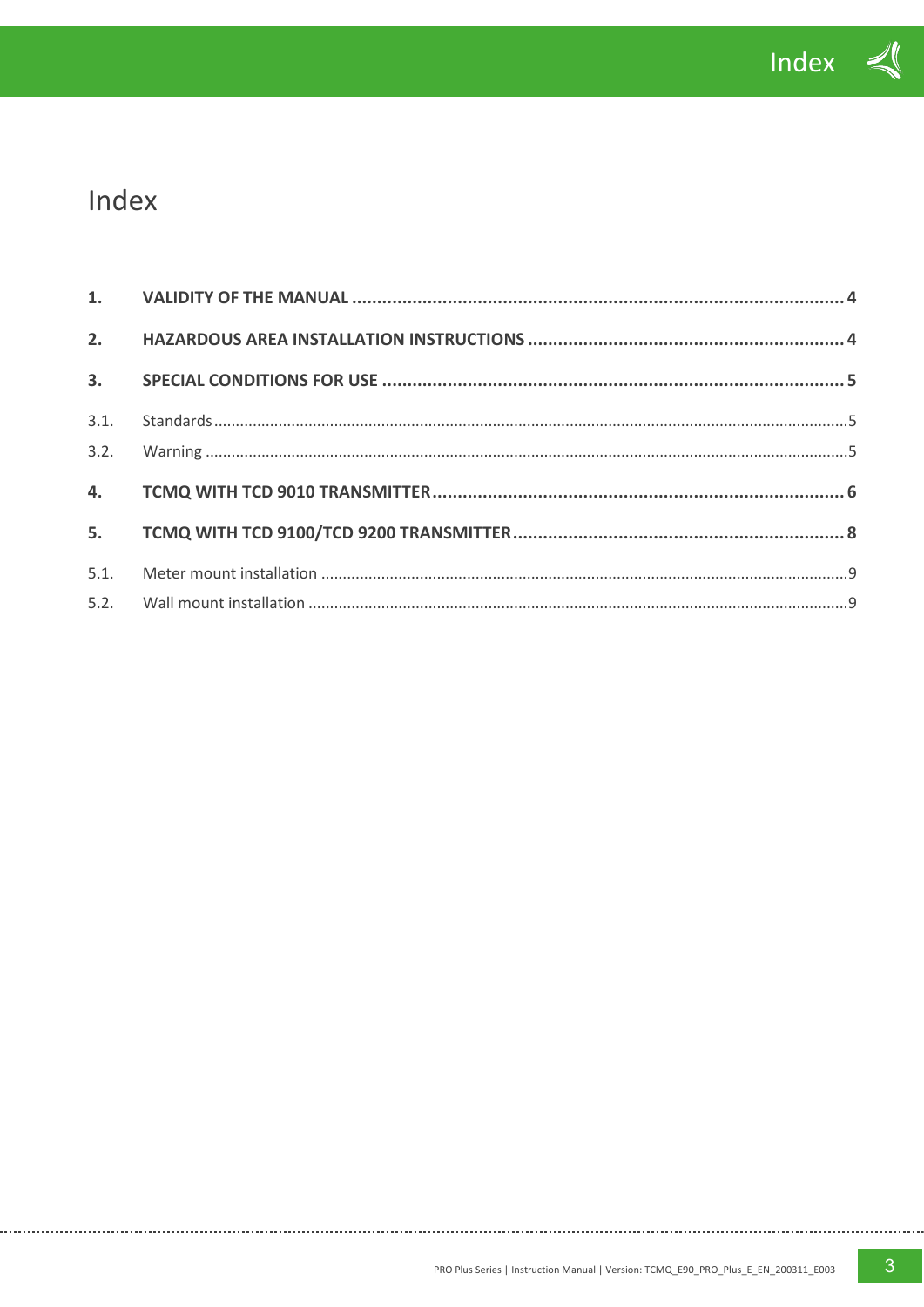# Index

| | | |
|---|---|---|
| **1.** | **VALIDITY OF THE MANUAL** | **4** |
| **2.** | **HAZARDOUS AREA INSTALLATION INSTRUCTIONS** | **4** |
| **3.** | **SPECIAL CONDITIONS FOR USE** | **5** |
| 3.1. | Standards | 5 |
| 3.2. | Warning | 5 |
| **4.** | **TCMQ WITH TCD 9010 TRANSMITTER** | **6** |
| **5.** | **TCMQ WITH TCD 9100/TCD 9200 TRANSMITTER** | **8** |
| 5.1. | Meter mount installation | 9 |
| 5.2. | Wall mount installation | 9 |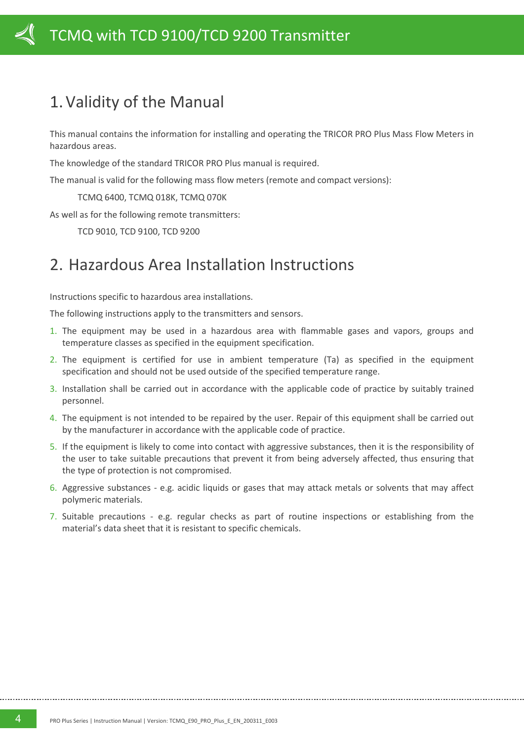# 1. Validity of the Manual

This manual contains the information for installing and operating the TRICOR PRO Plus Mass Flow Meters in hazardous areas.

The knowledge of the standard TRICOR PRO Plus manual is required.

The manual is valid for the following mass flow meters (remote and compact versions):

TCMQ 6400, TCMQ 018K, TCMQ 070K

As well as for the following remote transmitters:

TCD 9010, TCD 9100, TCD 9200

# 2. Hazardous Area Installation Instructions

Instructions specific to hazardous area installations.

The following instructions apply to the transmitters and sensors.

1. The equipment may be used in a hazardous area with flammable gases and vapors, groups and temperature classes as specified in the equipment specification.
2. The equipment is certified for use in ambient temperature (Ta) as specified in the equipment specification and should not be used outside of the specified temperature range.
3. Installation shall be carried out in accordance with the applicable code of practice by suitably trained personnel.
4. The equipment is not intended to be repaired by the user. Repair of this equipment shall be carried out by the manufacturer in accordance with the applicable code of practice.
5. If the equipment is likely to come into contact with aggressive substances, then it is the responsibility of the user to take suitable precautions that prevent it from being adversely affected, thus ensuring that the type of protection is not compromised.
6. Aggressive substances - e.g. acidic liquids or gases that may attack metals or solvents that may affect polymeric materials.
7. Suitable precautions - e.g. regular checks as part of routine inspections or establishing from the material's data sheet that it is resistant to specific chemicals.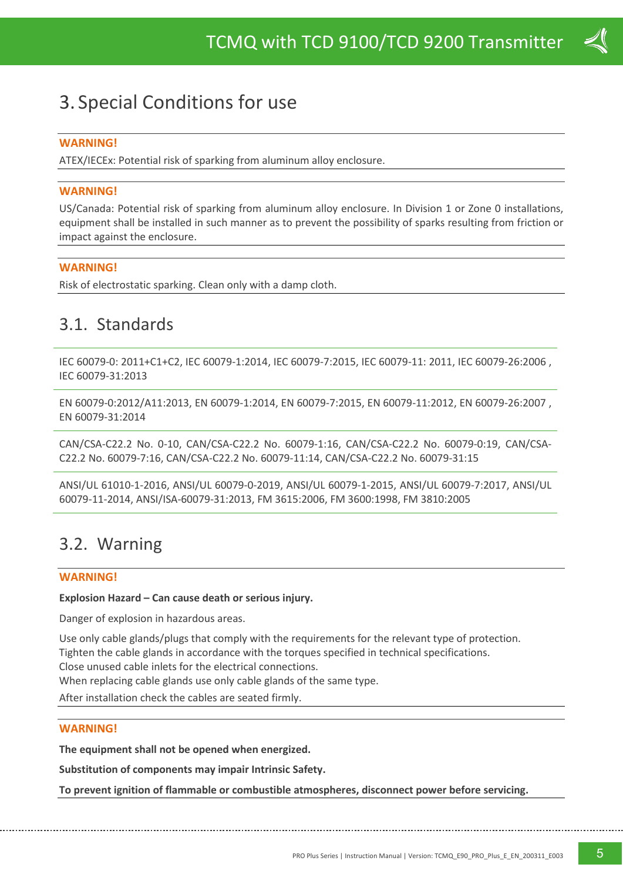# 3. Special Conditions for use

**WARNING!**

ATEX/IECEx: Potential risk of sparking from aluminum alloy enclosure.

**WARNING!**

US/Canada: Potential risk of sparking from aluminum alloy enclosure. In Division 1 or Zone 0 installations, equipment shall be installed in such manner as to prevent the possibility of sparks resulting from friction or impact against the enclosure.

**WARNING!**

Risk of electrostatic sparking. Clean only with a damp cloth.

## 3.1. Standards

IEC 60079-0: 2011+C1+C2, IEC 60079-1:2014, IEC 60079-7:2015, IEC 60079-11: 2011, IEC 60079-26:2006 , IEC 60079-31:2013

EN 60079-0:2012/A11:2013, EN 60079-1:2014, EN 60079-7:2015, EN 60079-11:2012, EN 60079-26:2007 , EN 60079-31:2014

CAN/CSA-C22.2 No. 0-10, CAN/CSA-C22.2 No. 60079-1:16, CAN/CSA-C22.2 No. 60079-0:19, CAN/CSA-C22.2 No. 60079-7:16, CAN/CSA-C22.2 No. 60079-11:14, CAN/CSA-C22.2 No. 60079-31:15

ANSI/UL 61010-1-2016, ANSI/UL 60079-0-2019, ANSI/UL 60079-1-2015, ANSI/UL 60079-7:2017, ANSI/UL 60079-11-2014, ANSI/ISA-60079-31:2013, FM 3615:2006, FM 3600:1998, FM 3810:2005

## 3.2. Warning

**WARNING!**

**Explosion Hazard – Can cause death or serious injury.**

Danger of explosion in hazardous areas.

Use only cable glands/plugs that comply with the requirements for the relevant type of protection.
Tighten the cable glands in accordance with the torques specified in technical specifications.
Close unused cable inlets for the electrical connections.
When replacing cable glands use only cable glands of the same type.

After installation check the cables are seated firmly.

**WARNING!**

**The equipment shall not be opened when energized.**

**Substitution of components may impair Intrinsic Safety.**

**To prevent ignition of flammable or combustible atmospheres, disconnect power before servicing.**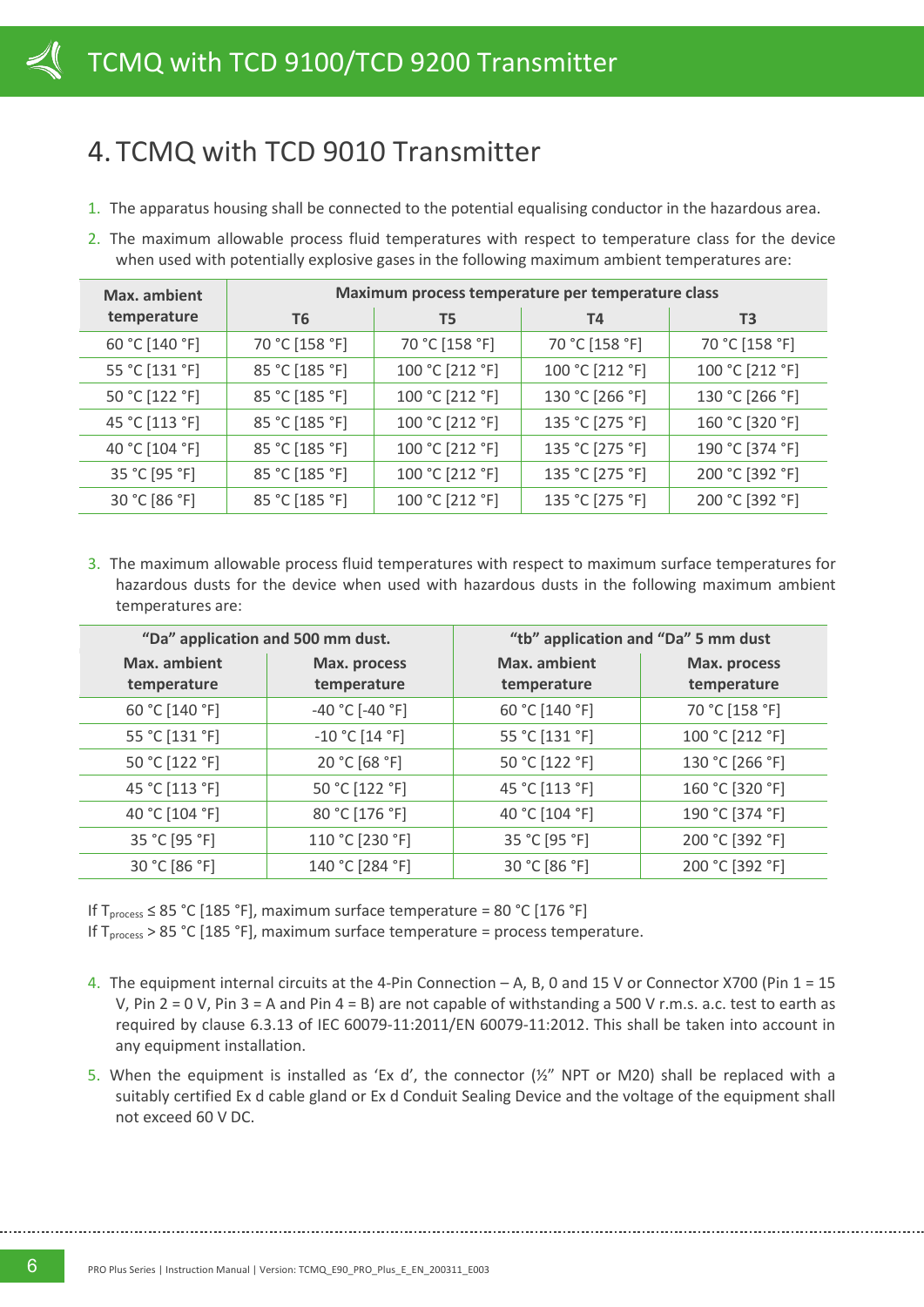# 4. TCMQ with TCD 9010 Transmitter

1. The apparatus housing shall be connected to the potential equalising conductor in the hazardous area.
2. The maximum allowable process fluid temperatures with respect to temperature class for the device when used with potentially explosive gases in the following maximum ambient temperatures are:

| Max. ambient temperature | Maximum process temperature per temperature class | | | |
|---|---|---|---|---|
| | T6 | T5 | T4 | T3 |
| 60 °C [140 °F] | 70 °C [158 °F] | 70 °C [158 °F] | 70 °C [158 °F] | 70 °C [158 °F] |
| 55 °C [131 °F] | 85 °C [185 °F] | 100 °C [212 °F] | 100 °C [212 °F] | 100 °C [212 °F] |
| 50 °C [122 °F] | 85 °C [185 °F] | 100 °C [212 °F] | 130 °C [266 °F] | 130 °C [266 °F] |
| 45 °C [113 °F] | 85 °C [185 °F] | 100 °C [212 °F] | 135 °C [275 °F] | 160 °C [320 °F] |
| 40 °C [104 °F] | 85 °C [185 °F] | 100 °C [212 °F] | 135 °C [275 °F] | 190 °C [374 °F] |
| 35 °C [95 °F] | 85 °C [185 °F] | 100 °C [212 °F] | 135 °C [275 °F] | 200 °C [392 °F] |
| 30 °C [86 °F] | 85 °C [185 °F] | 100 °C [212 °F] | 135 °C [275 °F] | 200 °C [392 °F] |

3. The maximum allowable process fluid temperatures with respect to maximum surface temperatures for hazardous dusts for the device when used with hazardous dusts in the following maximum ambient temperatures are:

| "Da" application and 500 mm dust. | | "tb" application and "Da" 5 mm dust | |
|---|---|---|---|
| Max. ambient temperature | Max. process temperature | Max. ambient temperature | Max. process temperature |
| 60 °C [140 °F] | -40 °C [-40 °F] | 60 °C [140 °F] | 70 °C [158 °F] |
| 55 °C [131 °F] | -10 °C [14 °F] | 55 °C [131 °F] | 100 °C [212 °F] |
| 50 °C [122 °F] | 20 °C [68 °F] | 50 °C [122 °F] | 130 °C [266 °F] |
| 45 °C [113 °F] | 50 °C [122 °F] | 45 °C [113 °F] | 160 °C [320 °F] |
| 40 °C [104 °F] | 80 °C [176 °F] | 40 °C [104 °F] | 190 °C [374 °F] |
| 35 °C [95 °F] | 110 °C [230 °F] | 35 °C [95 °F] | 200 °C [392 °F] |
| 30 °C [86 °F] | 140 °C [284 °F] | 30 °C [86 °F] | 200 °C [392 °F] |

If $T_{process}$ ≤ 85 °C [185 °F], maximum surface temperature = 80 °C [176 °F]
If $T_{process}$ > 85 °C [185 °F], maximum surface temperature = process temperature.

4. The equipment internal circuits at the 4-Pin Connection – A, B, 0 and 15 V or Connector X700 (Pin 1 = 15 V, Pin 2 = 0 V, Pin 3 = A and Pin 4 = B) are not capable of withstanding a 500 V r.m.s. a.c. test to earth as required by clause 6.3.13 of IEC 60079-11:2011/EN 60079-11:2012. This shall be taken into account in any equipment installation.
5. When the equipment is installed as 'Ex d', the connector (½" NPT or M20) shall be replaced with a suitably certified Ex d cable gland or Ex d Conduit Sealing Device and the voltage of the equipment shall not exceed 60 V DC.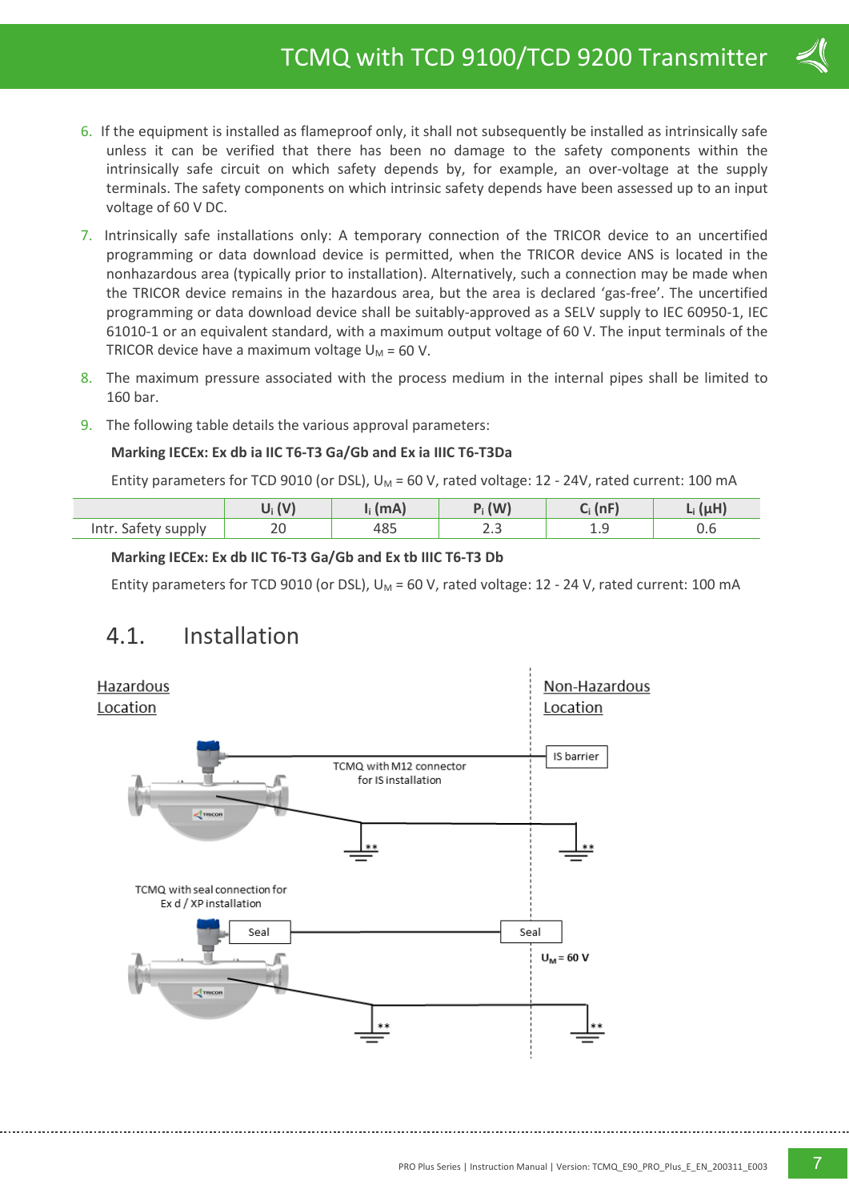6. If the equipment is installed as flameproof only, it shall not subsequently be installed as intrinsically safe unless it can be verified that there has been no damage to the safety components within the intrinsically safe circuit on which safety depends by, for example, an over-voltage at the supply terminals. The safety components on which intrinsic safety depends have been assessed up to an input voltage of 60 V DC.
7. Intrinsically safe installations only: A temporary connection of the TRICOR device to an uncertified programming or data download device is permitted, when the TRICOR device ANS is located in the nonhazardous area (typically prior to installation). Alternatively, such a connection may be made when the TRICOR device remains in the hazardous area, but the area is declared 'gas-free'. The uncertified programming or data download device shall be suitably-approved as a SELV supply to IEC 60950-1, IEC 61010-1 or an equivalent standard, with a maximum output voltage of 60 V. The input terminals of the TRICOR device have a maximum voltage $U_M$ = 60 V.
8. The maximum pressure associated with the process medium in the internal pipes shall be limited to 160 bar.
9. The following table details the various approval parameters:

**Marking IECEx: Ex db ia IIC T6-T3 Ga/Gb and Ex ia IIIC T6-T3Da**

Entity parameters for TCD 9010 (or DSL), $U_M$ = 60 V, rated voltage: 12 - 24V, rated current: 100 mA

| | $U_i$ (V) | $I_i$ (mA) | $P_i$ (W) | $C_i$ (nF) | $L_i$ (µH) |
|---|---|---|---|---|---|
| Intr. Safety supply | 20 | 485 | 2.3 | 1.9 | 0.6 |

**Marking IECEx: Ex db IIC T6-T3 Ga/Gb and Ex tb IIIC T6-T3 Db**

Entity parameters for TCD 9010 (or DSL), $U_M$ = 60 V, rated voltage: 12 - 24 V, rated current: 100 mA

## 4.1. Installation

Hazardous Location

Non-Hazardous Location

TCMQ with M12 connector for IS installation

IS barrier

TCMQ with seal connection for Ex d / XP installation

Seal

Seal

$U_M$ = 60 V

**

**

**

**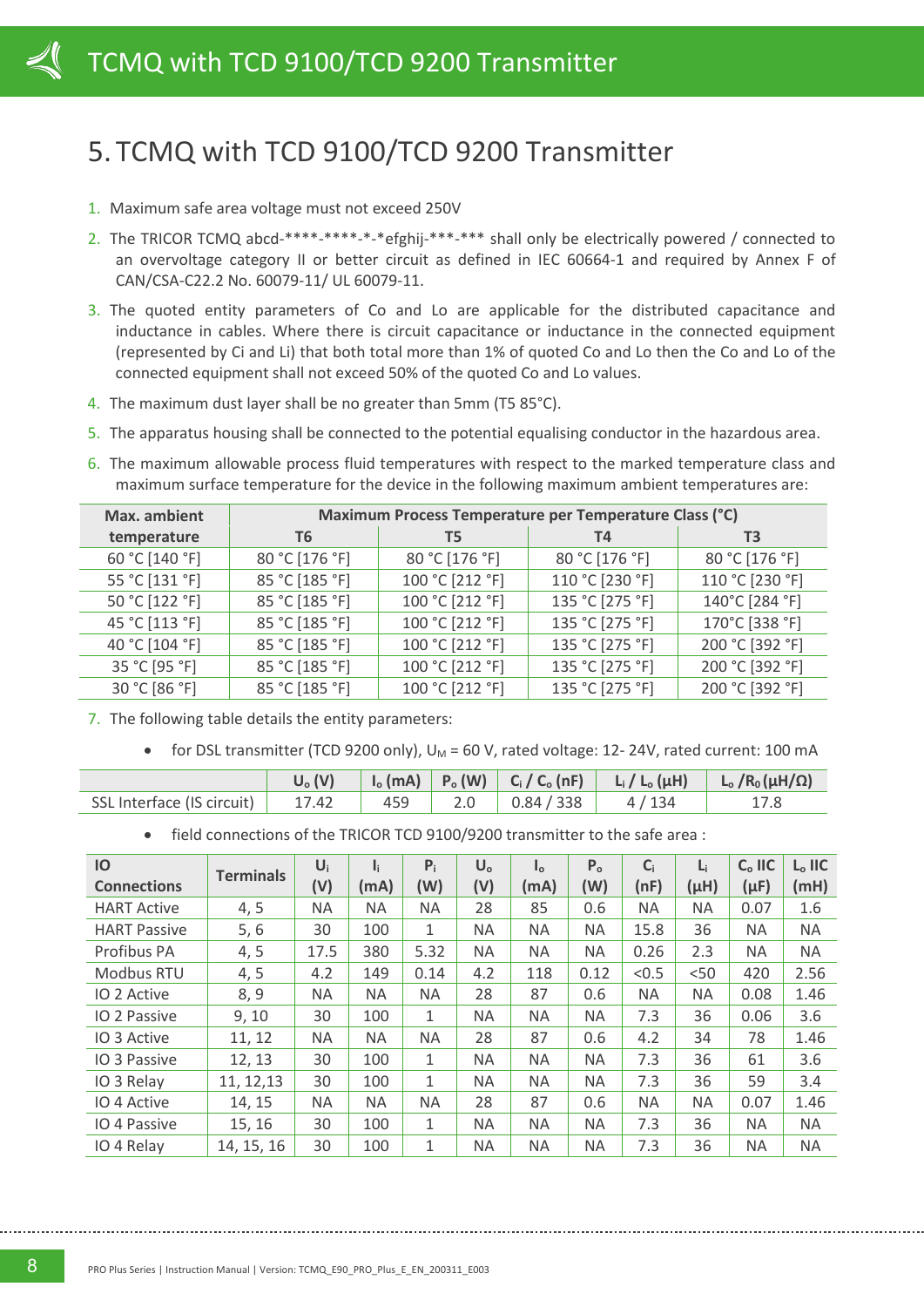// Edit: Removed the top "TCMQ with TCD 9100/TCD 9200 Transmitter" banner as a running header (rule 6); kept the section heading.
# 5. TCMQ with TCD 9100/TCD 9200 Transmitter

1. Maximum safe area voltage must not exceed 250V
2. The TRICOR TCMQ abcd-****-****-*-*efghij-***-*** shall only be electrically powered / connected to an overvoltage category II or better circuit as defined in IEC 60664-1 and required by Annex F of CAN/CSA-C22.2 No. 60079-11/ UL 60079-11.
3. The quoted entity parameters of Co and Lo are applicable for the distributed capacitance and inductance in cables. Where there is circuit capacitance or inductance in the connected equipment (represented by Ci and Li) that both total more than 1% of quoted Co and Lo then the Co and Lo of the connected equipment shall not exceed 50% of the quoted Co and Lo values.
4. The maximum dust layer shall be no greater than 5mm (T5 85°C).
5. The apparatus housing shall be connected to the potential equalising conductor in the hazardous area.
6. The maximum allowable process fluid temperatures with respect to the marked temperature class and maximum surface temperature for the device in the following maximum ambient temperatures are:

| Max. ambient temperature | Maximum Process Temperature per Temperature Class (°C) | | | |
|---|---|---|---|---|
| | T6 | T5 | T4 | T3 |
| 60 °C [140 °F] | 80 °C [176 °F] | 80 °C [176 °F] | 80 °C [176 °F] | 80 °C [176 °F] |
| 55 °C [131 °F] | 85 °C [185 °F] | 100 °C [212 °F] | 110 °C [230 °F] | 110 °C [230 °F] |
| 50 °C [122 °F] | 85 °C [185 °F] | 100 °C [212 °F] | 135 °C [275 °F] | 140°C [284 °F] |
| 45 °C [113 °F] | 85 °C [185 °F] | 100 °C [212 °F] | 135 °C [275 °F] | 170°C [338 °F] |
| 40 °C [104 °F] | 85 °C [185 °F] | 100 °C [212 °F] | 135 °C [275 °F] | 200 °C [392 °F] |
| 35 °C [95 °F] | 85 °C [185 °F] | 100 °C [212 °F] | 135 °C [275 °F] | 200 °C [392 °F] |
| 30 °C [86 °F] | 85 °C [185 °F] | 100 °C [212 °F] | 135 °C [275 °F] | 200 °C [392 °F] |

7. The following table details the entity parameters:

- for DSL transmitter (TCD 9200 only), $U_M$ = 60 V, rated voltage: 12- 24V, rated current: 100 mA

| | $U_o$ (V) | $I_o$ (mA) | $P_o$ (W) | $C_i$ / $C_o$ (nF) | $L_i$ / $L_o$ (µH) | $L_o$ /$R_0$ (µH/Ω) |
|---|---|---|---|---|---|---|
| SSL Interface (IS circuit) | 17.42 | 459 | 2.0 | 0.84 / 338 | 4 / 134 | 17.8 |

- field connections of the TRICOR TCD 9100/9200 transmitter to the safe area :

| IO Connections | Terminals | $U_i$ (V) | $I_i$ (mA) | $P_i$ (W) | $U_o$ (V) | $I_o$ (mA) | $P_o$ (W) | $C_i$ (nF) | $L_i$ (µH) | $C_o$ IIC (µF) | $L_o$ IIC (mH) |
|---|---|---|---|---|---|---|---|---|---|---|---|
| HART Active | 4, 5 | NA | NA | NA | 28 | 85 | 0.6 | NA | NA | 0.07 | 1.6 |
| HART Passive | 5, 6 | 30 | 100 | 1 | NA | NA | NA | 15.8 | 36 | NA | NA |
| Profibus PA | 4, 5 | 17.5 | 380 | 5.32 | NA | NA | NA | 0.26 | 2.3 | NA | NA |
| Modbus RTU | 4, 5 | 4.2 | 149 | 0.14 | 4.2 | 118 | 0.12 | <0.5 | <50 | 420 | 2.56 |
| IO 2 Active | 8, 9 | NA | NA | NA | 28 | 87 | 0.6 | NA | NA | 0.08 | 1.46 |
| IO 2 Passive | 9, 10 | 30 | 100 | 1 | NA | NA | NA | 7.3 | 36 | 0.06 | 3.6 |
| IO 3 Active | 11, 12 | NA | NA | NA | 28 | 87 | 0.6 | 4.2 | 34 | 78 | 1.46 |
| IO 3 Passive | 12, 13 | 30 | 100 | 1 | NA | NA | NA | 7.3 | 36 | 61 | 3.6 |
| IO 3 Relay | 11, 12,13 | 30 | 100 | 1 | NA | NA | NA | 7.3 | 36 | 59 | 3.4 |
| IO 4 Active | 14, 15 | NA | NA | NA | 28 | 87 | 0.6 | NA | NA | 0.07 | 1.46 |
| IO 4 Passive | 15, 16 | 30 | 100 | 1 | NA | NA | NA | 7.3 | 36 | NA | NA |
| IO 4 Relay | 14, 15, 16 | 30 | 100 | 1 | NA | NA | NA | 7.3 | 36 | NA | NA |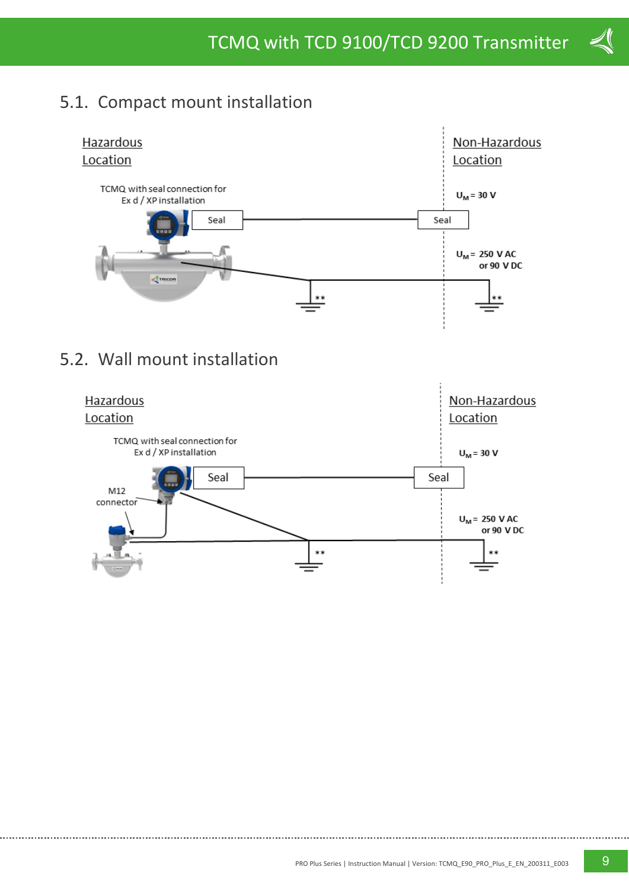## 5.1. Compact mount installation

Hazardous Location

Non-Hazardous Location

TCMQ with seal connection for Ex d / XP installation

Seal

Seal

$U_M$ = 30 V

$U_M$ = 250 V AC or 90 V DC

\*\*

\*\*

## 5.2. Wall mount installation

Hazardous Location

Non-Hazardous Location

TCMQ with seal connection for Ex d / XP installation

M12 connector

Seal

Seal

$U_M$ = 30 V

$U_M$ = 250 V AC or 90 V DC

\*\*

\*\*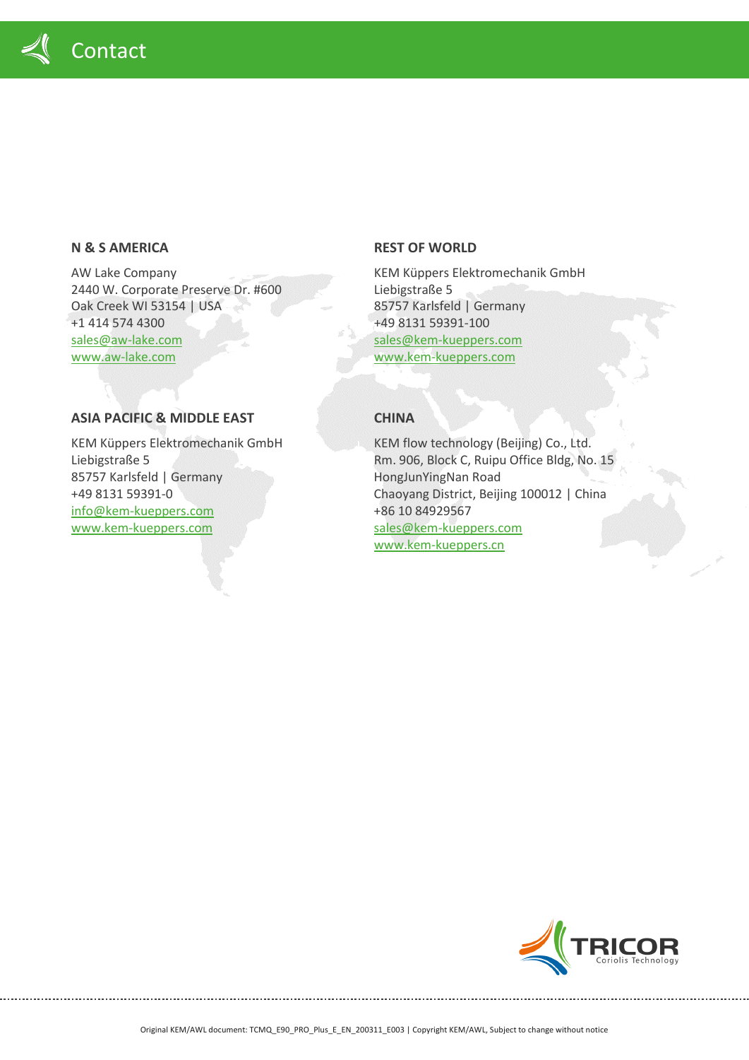# Contact

### N & S AMERICA

AW Lake Company
2440 W. Corporate Preserve Dr. #600
Oak Creek WI 53154 | USA
+1 414 574 4300
sales@aw-lake.com
www.aw-lake.com

### REST OF WORLD

KEM Küppers Elektromechanik GmbH
Liebigstraße 5
85757 Karlsfeld | Germany
+49 8131 59391-100
sales@kem-kueppers.com
www.kem-kueppers.com

### ASIA PACIFIC & MIDDLE EAST

KEM Küppers Elektromechanik GmbH
Liebigstraße 5
85757 Karlsfeld | Germany
+49 8131 59391-0
info@kem-kueppers.com
www.kem-kueppers.com

### CHINA

KEM flow technology (Beijing) Co., Ltd.
Rm. 906, Block C, Ruipu Office Bldg, No. 15
HongJunYingNan Road
Chaoyang District, Beijing 100012 | China
+86 10 84929567
sales@kem-kueppers.com
www.kem-kueppers.cn

TRICOR Coriolis Technology

Original KEM/AWL document: TCMQ_E90_PRO_Plus_E_EN_200311_E003 | Copyright KEM/AWL, Subject to change without notice